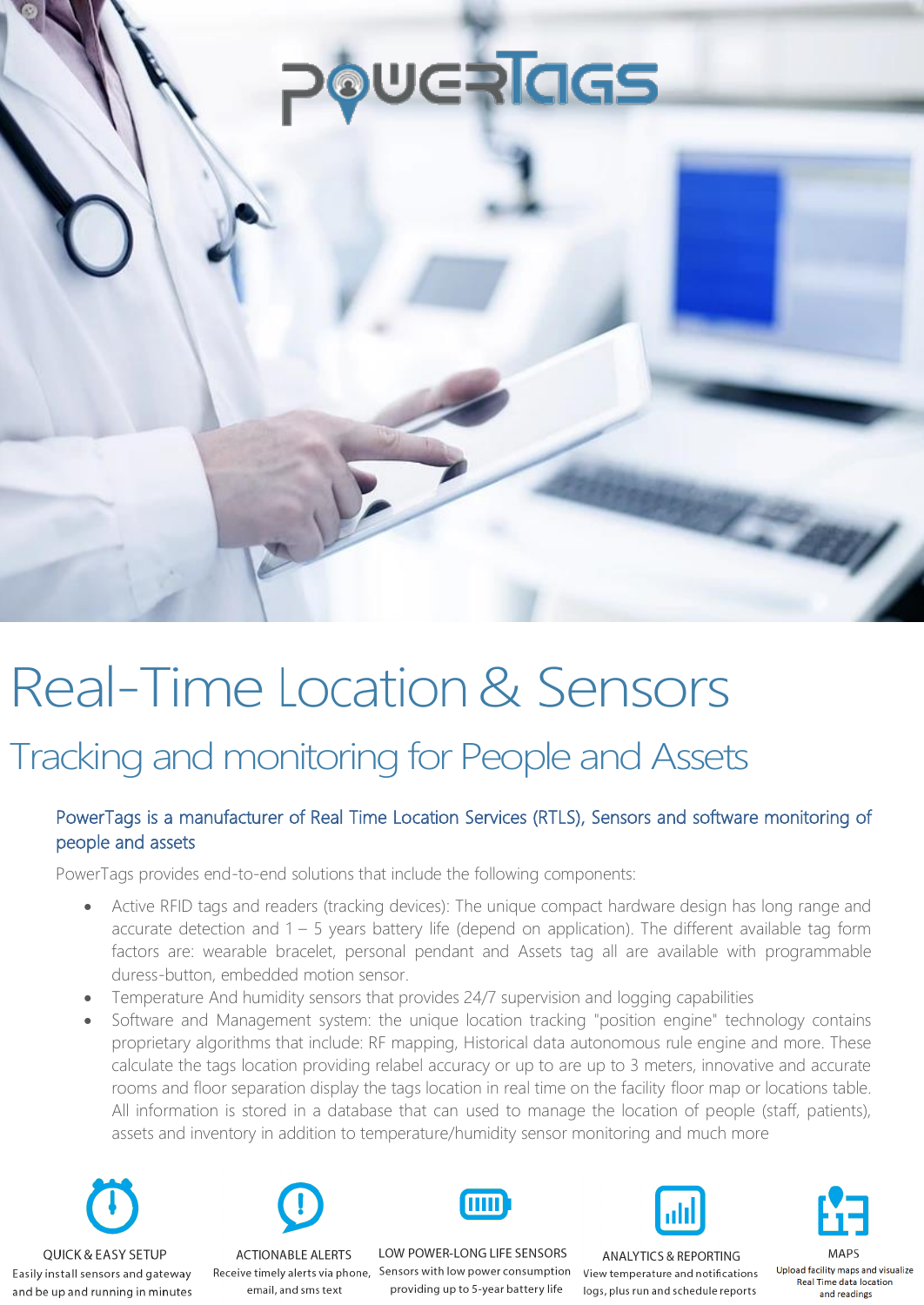# Real-Time Location & Sensors

## Tracking and monitoring for People and Assets

### PowerTags is a manufacturer of Real Time Location Services (RTLS), Sensors and software monitoring of people and assets

PowerTags provides end-to-end solutions that include the following components:

- Active RFID tags and readers (tracking devices): The unique compact hardware design has long range and accurate detection and 1 – 5 years battery life (depend on application). The different available tag form factors are: wearable bracelet, personal pendant and Assets tag all are available with programmable duress-button, embedded motion sensor.
- Temperature And humidity sensors that provides 24/7 supervision and logging capabilities
- Software and Management system: the unique location tracking "position engine" technology contains proprietary algorithms that include: RF mapping, Historical data autonomous rule engine and more. These calculate the tags location providing relabel accuracy or up to are up to 3 meters, innovative and accurate rooms and floor separation display the tags location in real time on the facility floor map or locations table. All information is stored in a database that can used to manage the location of people (staff, patients), assets and inventory in addition to temperature/humidity sensor monitoring and much more

**QUICK & EASY SETUP**
Easily install sensors and gateway and be up and running in minutes

**ACTIONABLE ALERTS**
Receive timely alerts via phone, email, and sms text

**LOW POWER-LONG LIFE SENSORS**
Sensors with low power consumption providing up to 5-year battery life

**ANALYTICS & REPORTING**
View temperature and notifications logs, plus run and schedule reports

**MAPS**
Upload facility maps and visualize Real Time data location and readings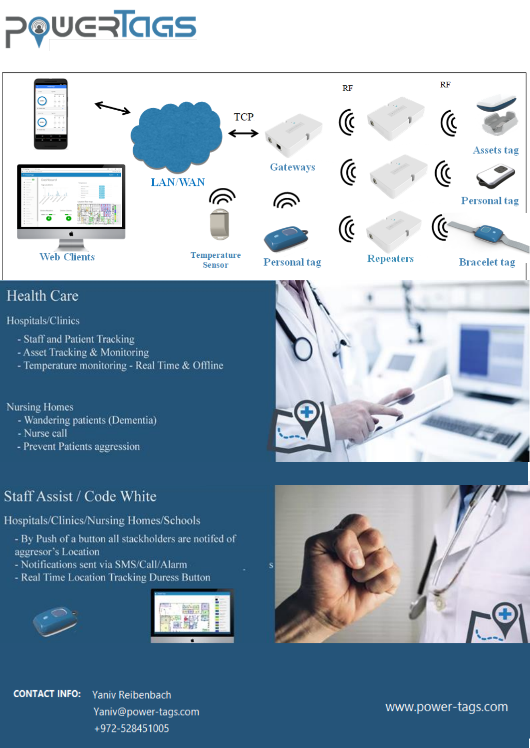PowerTags

Web Clients

LAN/WAN

TCP

Gateways

RF

RF

Assets tag

Personal tag

Temperature Sensor

Personal tag

Repeaters

Bracelet tag

## Health Care

Hospitals/Clinics

- Staff and Patient Tracking
- Asset Tracking & Monitoring
- Temperature monitoring - Real Time & Offline

Nursing Homes

- Wandering patients (Dementia)
- Nurse call
- Prevent Patients aggression

## Staff Assist / Code White

Hospitals/Clinics/Nursing Homes/Schools

- By Push of a button all stackholders are notifed of aggresor's Location
- Notifications sent via SMS/Call/Alarm
- Real Time Location Tracking Duress Button

**CONTACT INFO:** Yaniv Reibenbach
Yaniv@power-tags.com
+972-528451005

www.power-tags.com